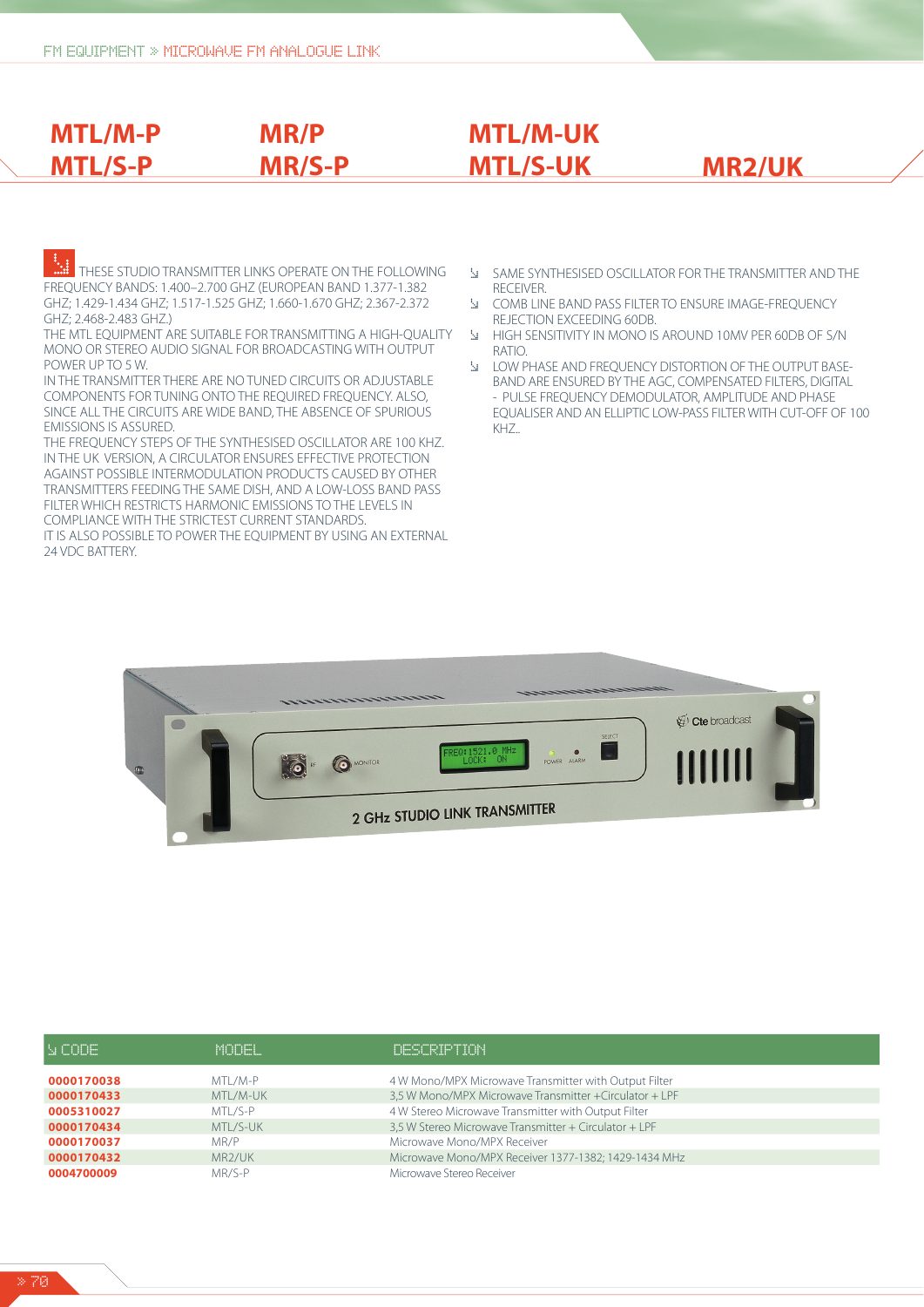# MTL/M-P MTL/S-P MR/P MR/S-P MTL/M-UK MTL/S-UK MR2/UK

THESE STUDIO TRANSMITTER LINKS OPERATE ON THE FOLLOWING FREQUENCY BANDS: 1.400–2.700 GHZ (EUROPEAN BAND 1.377-1.382 GHZ; 1.429-1.434 GHZ; 1.517-1.525 GHZ; 1.660-1.670 GHZ; 2.367-2.372 GHZ; 2.468-2.483 GHZ.)

THE MTL EQUIPMENT ARE SUITABLE FOR TRANSMITTING A HIGH-QUALITY MONO OR STEREO AUDIO SIGNAL FOR BROADCASTING WITH OUTPUT POWER UP TO 5 W.

IN THE TRANSMITTER THERE ARE NO TUNED CIRCUITS OR ADJUSTABLE COMPONENTS FOR TUNING ONTO THE REQUIRED FREQUENCY. ALSO, SINCE ALL THE CIRCUITS ARE WIDE BAND, THE ABSENCE OF SPURIOUS EMISSIONS IS ASSURED.

THE FREQUENCY STEPS OF THE SYNTHESISED OSCILLATOR ARE 100 KHZ.

IN THE UK VERSION, A CIRCULATOR ENSURES EFFECTIVE PROTECTION AGAINST POSSIBLE INTERMODULATION PRODUCTS CAUSED BY OTHER TRANSMITTERS FEEDING THE SAME DISH, AND A LOW-LOSS BAND PASS FILTER WHICH RESTRICTS HARMONIC EMISSIONS TO THE LEVELS IN COMPLIANCE WITH THE STRICTEST CURRENT STANDARDS.

IT IS ALSO POSSIBLE TO POWER THE EQUIPMENT BY USING AN EXTERNAL 24 VDC BATTERY.

- SAME SYNTHESISED OSCILLATOR FOR THE TRANSMITTER AND THE RECEIVER.
- COMB LINE BAND PASS FILTER TO ENSURE IMAGE-FREQUENCY REJECTION EXCEEDING 60DB.
- HIGH SENSITIVITY IN MONO IS AROUND 10MV PER 60DB OF S/N RATIO.
- LOW PHASE AND FREQUENCY DISTORTION OF THE OUTPUT BASE-BAND ARE ENSURED BY THE AGC, COMPENSATED FILTERS, DIGITAL - PULSE FREQUENCY DEMODULATOR, AMPLITUDE AND PHASE EQUALISER AND AN ELLIPTIC LOW-PASS FILTER WITH CUT-OFF OF 100 KHZ..

| CODE | MODEL | DESCRIPTION |
|---|---|---|
| 0000170038 | MTL/M-P | 4 W Mono/MPX Microwave Transmitter with Output Filter |
| 0000170433 | MTL/M-UK | 3,5 W Mono/MPX Microwave Transmitter +Circulator + LPF |
| 0005310027 | MTL/S-P | 4 W Stereo Microwave Transmitter with Output Filter |
| 0000170434 | MTL/S-UK | 3,5 W Stereo Microwave Transmitter + Circulator + LPF |
| 0000170037 | MR/P | Microwave Mono/MPX Receiver |
| 0000170432 | MR2/UK | Microwave Mono/MPX Receiver 1377-1382; 1429-1434 MHz |
| 0004700009 | MR/S-P | Microwave Stereo Receiver |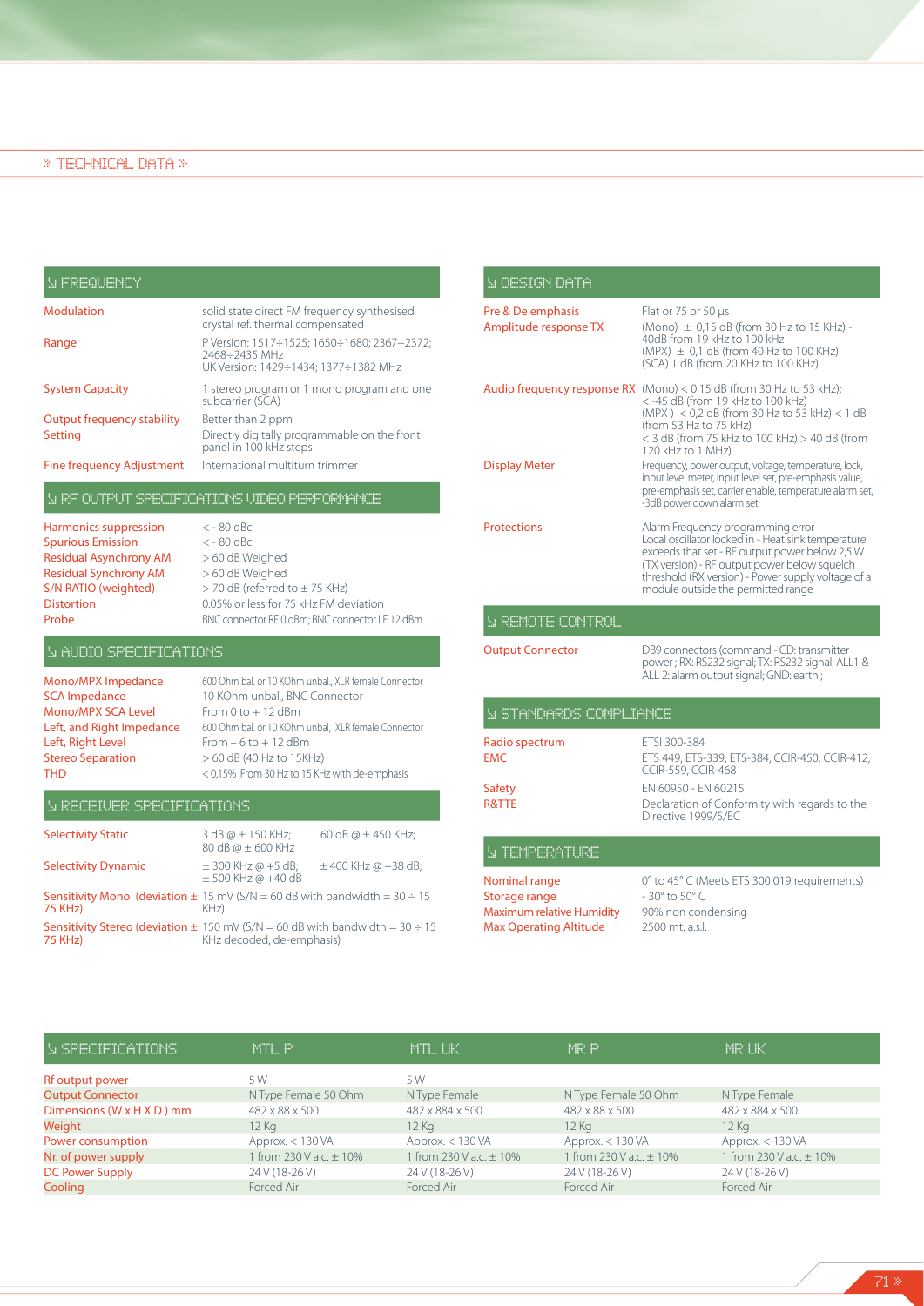## TECHNICAL DATA

### FREQUENCY

| | |
|---|---|
| Modulation | solid state direct FM frequency synthesised crystal ref. thermal compensated |
| Range | P Version: 1517÷1525; 1650÷1680; 2367÷2372; 2468÷2435 MHz<br>UK Version: 1429÷1434; 1377÷1382 MHz |
| System Capacity | 1 stereo program or 1 mono program and one subcarrier (SCA) |
| Output frequency stability | Better than 2 ppm |
| Setting | Directly digitally programmable on the front panel in 100 kHz steps |
| Fine frequency Adjustment | International multiturn trimmer |

### RF OUTPUT SPECIFICATIONS VIDEO PERFORMANCE

| | |
|---|---|
| Harmonics suppression | < - 80 dBc |
| Spurious Emission | < - 80 dBc |
| Residual Asynchrony AM | > 60 dB Weighed |
| Residual Synchrony AM | > 60 dB Weighed |
| S/N RATIO (weighted) | > 70 dB (referred to ± 75 KHz) |
| Distortion | 0.05% or less for 75 kHz FM deviation |
| Probe | BNC connector RF 0 dBm; BNC connector LF 12 dBm |

### AUDIO SPECIFICATIONS

| | |
|---|---|
| Mono/MPX Impedance | 600 Ohm bal. or 10 KOhm unbal., XLR female Connector |
| SCA Impedance | 10 KOhm unbal., BNC Connector |
| Mono/MPX SCA Level | From 0 to + 12 dBm |
| Left, and Right Impedance | 600 Ohm bal. or 10 KOhm unbal, XLR female Connector |
| Left, Right Level | From – 6 to + 12 dBm |
| Stereo Separation | > 60 dB (40 Hz to 15KHz) |
| THD | < 0,15% From 30 Hz to 15 KHz with de-emphasis |

### RECEIVER SPECIFICATIONS

| | |
|---|---|
| Selectivity Static | 3 dB @ ± 150 KHz; 60 dB @ ± 450 KHz; 80 dB @ ± 600 KHz |
| Selectivity Dynamic | ± 300 KHz @ +5 dB; ± 400 KHz @ +38 dB; ± 500 KHz @ +40 dB |
| Sensitivity Mono (deviation ± 75 KHz) | 15 mV (S/N = 60 dB with bandwidth = 30 ÷ 15 KHz) |
| Sensitivity Stereo (deviation ± 75 KHz) | 150 mV (S/N = 60 dB with bandwidth = 30 ÷ 15 KHz decoded, de-emphasis) |

### DESIGN DATA

| | |
|---|---|
| Pre & De emphasis | Flat or 75 or 50 µs |
| Amplitude response TX | (Mono) ± 0,15 dB (from 30 Hz to 15 KHz) - 40dB from 19 kHz to 100 kHz<br>(MPX) ± 0,1 dB (from 40 Hz to 100 KHz)<br>(SCA) 1 dB (from 20 KHz to 100 KHz) |
| Audio frequency response RX | (Mono) < 0,15 dB (from 30 Hz to 53 kHz); < -45 dB (from 19 kHz to 100 kHz)<br>(MPX ) < 0,2 dB (from 30 Hz to 53 kHz) < 1 dB (from 53 Hz to 75 kHz)<br>< 3 dB (from 75 kHz to 100 kHz) > 40 dB (from 120 kHz to 1 MHz) |
| Display Meter | Frequency, power output, voltage, temperature, lock, input level meter, input level set, pre-emphasis value, pre-emphasis set, carrier enable, temperature alarm set, -3dB power down alarm set |
| Protections | Alarm Frequency programming error<br>Local oscillator locked in - Heat sink temperature exceeds that set - RF output power below 2,5 W (TX version) - RF output power below squelch threshold (RX version) - Power supply voltage of a module outside the permitted range |

### REMOTE CONTROL

| | |
|---|---|
| Output Connector | DB9 connectors (command - CD: transmitter power ; RX: RS232 signal; TX: RS232 signal; ALL1 & ALL 2: alarm output signal; GND: earth ; |

### STANDARDS COMPLIANCE

| | |
|---|---|
| Radio spectrum | ETSI 300-384 |
| EMC | ETS 449, ETS-339, ETS-384, CCIR-450, CCIR-412, CCIR-559, CCIR-468 |
| Safety | EN 60950 - EN 60215 |
| R&TTE | Declaration of Conformity with regards to the Directive 1999/5/EC |

### TEMPERATURE

| | |
|---|---|
| Nominal range | 0° to 45° C (Meets ETS 300 019 requirements) |
| Storage range | - 30° to 50° C |
| Maximum relative Humidity | 90% non condensing |
| Max Operating Altitude | 2500 mt. a.s.l. |

### SPECIFICATIONS

| SPECIFICATIONS | MTL P | MTL UK | MR P | MR UK |
|---|---|---|---|---|
| Rf output power | 5 W | 5 W | | |
| Output Connector | N Type Female 50 Ohm | N Type Female | N Type Female 50 Ohm | N Type Female |
| Dimensions (W x H X D ) mm | 482 x 88 x 500 | 482 x 884 x 500 | 482 x 88 x 500 | 482 x 884 x 500 |
| Weight | 12 Kg | 12 Kg | 12 Kg | 12 Kg |
| Power consumption | Approx. < 130 VA | Approx. < 130 VA | Approx. < 130 VA | Approx. < 130 VA |
| Nr. of power supply | 1 from 230 V a.c. ± 10% | 1 from 230 V a.c. ± 10% | 1 from 230 V a.c. ± 10% | 1 from 230 V a.c. ± 10% |
| DC Power Supply | 24 V (18-26 V) | 24 V (18-26 V) | 24 V (18-26 V) | 24 V (18-26 V) |
| Cooling | Forced Air | Forced Air | Forced Air | Forced Air |